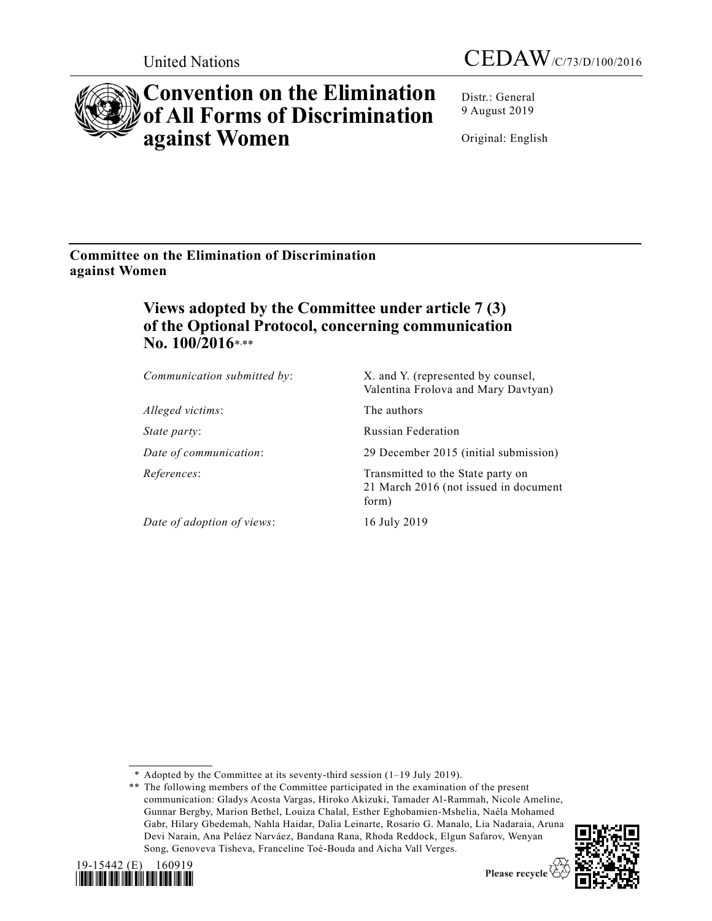United Nations

CEDAW/C/73/D/100/2016

# Convention on the Elimination of All Forms of Discrimination against Women

Distr.: General
9 August 2019

Original: English

## Committee on the Elimination of Discrimination against Women

### Views adopted by the Committee under article 7 (3) of the Optional Protocol, concerning communication No. 100/2016*,**

| | |
|---|---|
| *Communication submitted by*: | X. and Y. (represented by counsel, Valentina Frolova and Mary Davtyan) |
| *Alleged victims*: | The authors |
| *State party*: | Russian Federation |
| *Date of communication*: | 29 December 2015 (initial submission) |
| *References*: | Transmitted to the State party on 21 March 2016 (not issued in document form) |
| *Date of adoption of views*: | 16 July 2019 |

\* Adopted by the Committee at its seventy-third session (1–19 July 2019).

\*\* The following members of the Committee participated in the examination of the present communication: Gladys Acosta Vargas, Hiroko Akizuki, Tamader Al-Rammah, Nicole Ameline, Gunnar Bergby, Marion Bethel, Louiza Chalal, Esther Eghobamien-Mshelia, Naéla Mohamed Gabr, Hilary Gbedemah, Nahla Haidar, Dalia Leinarte, Rosario G. Manalo, Lia Nadaraia, Aruna Devi Narain, Ana Peláez Narváez, Bandana Rana, Rhoda Reddock, Elgun Safarov, Wenyan Song, Genoveva Tisheva, Franceline Toé-Bouda and Aicha Vall Verges.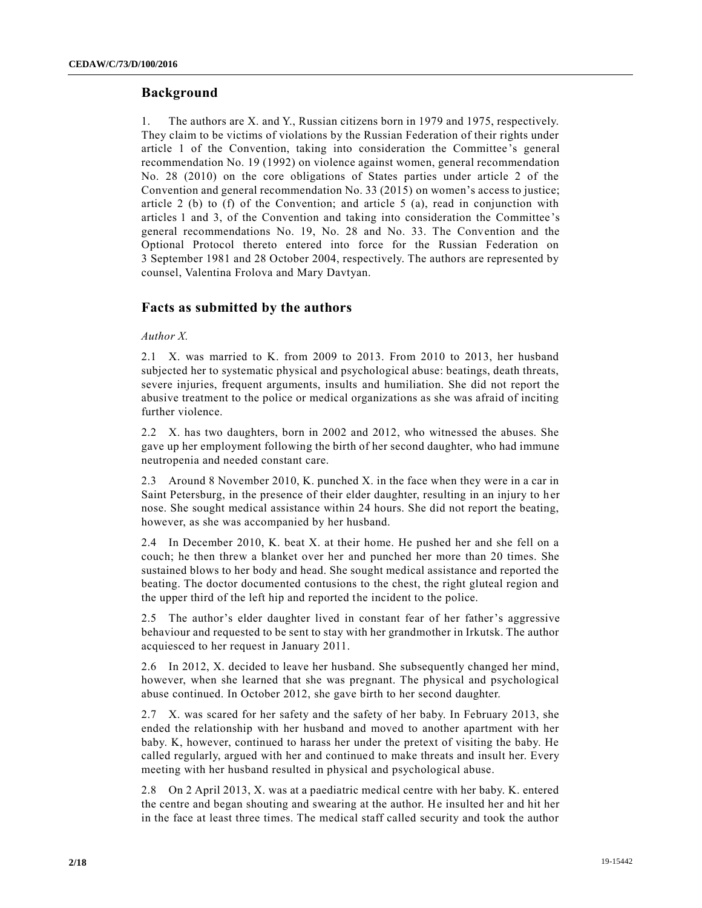## Background

1. The authors are X. and Y., Russian citizens born in 1979 and 1975, respectively. They claim to be victims of violations by the Russian Federation of their rights under article 1 of the Convention, taking into consideration the Committee's general recommendation No. 19 (1992) on violence against women, general recommendation No. 28 (2010) on the core obligations of States parties under article 2 of the Convention and general recommendation No. 33 (2015) on women's access to justice; article 2 (b) to (f) of the Convention; and article 5 (a), read in conjunction with articles 1 and 3, of the Convention and taking into consideration the Committee's general recommendations No. 19, No. 28 and No. 33. The Convention and the Optional Protocol thereto entered into force for the Russian Federation on 3 September 1981 and 28 October 2004, respectively. The authors are represented by counsel, Valentina Frolova and Mary Davtyan.

## Facts as submitted by the authors

*Author X.*

2.1 X. was married to K. from 2009 to 2013. From 2010 to 2013, her husband subjected her to systematic physical and psychological abuse: beatings, death threats, severe injuries, frequent arguments, insults and humiliation. She did not report the abusive treatment to the police or medical organizations as she was afraid of inciting further violence.

2.2 X. has two daughters, born in 2002 and 2012, who witnessed the abuses. She gave up her employment following the birth of her second daughter, who had immune neutropenia and needed constant care.

2.3 Around 8 November 2010, K. punched X. in the face when they were in a car in Saint Petersburg, in the presence of their elder daughter, resulting in an injury to her nose. She sought medical assistance within 24 hours. She did not report the beating, however, as she was accompanied by her husband.

2.4 In December 2010, K. beat X. at their home. He pushed her and she fell on a couch; he then threw a blanket over her and punched her more than 20 times. She sustained blows to her body and head. She sought medical assistance and reported the beating. The doctor documented contusions to the chest, the right gluteal region and the upper third of the left hip and reported the incident to the police.

2.5 The author's elder daughter lived in constant fear of her father's aggressive behaviour and requested to be sent to stay with her grandmother in Irkutsk. The author acquiesced to her request in January 2011.

2.6 In 2012, X. decided to leave her husband. She subsequently changed her mind, however, when she learned that she was pregnant. The physical and psychological abuse continued. In October 2012, she gave birth to her second daughter.

2.7 X. was scared for her safety and the safety of her baby. In February 2013, she ended the relationship with her husband and moved to another apartment with her baby. K, however, continued to harass her under the pretext of visiting the baby. He called regularly, argued with her and continued to make threats and insult her. Every meeting with her husband resulted in physical and psychological abuse.

2.8 On 2 April 2013, X. was at a paediatric medical centre with her baby. K. entered the centre and began shouting and swearing at the author. He insulted her and hit her in the face at least three times. The medical staff called security and took the author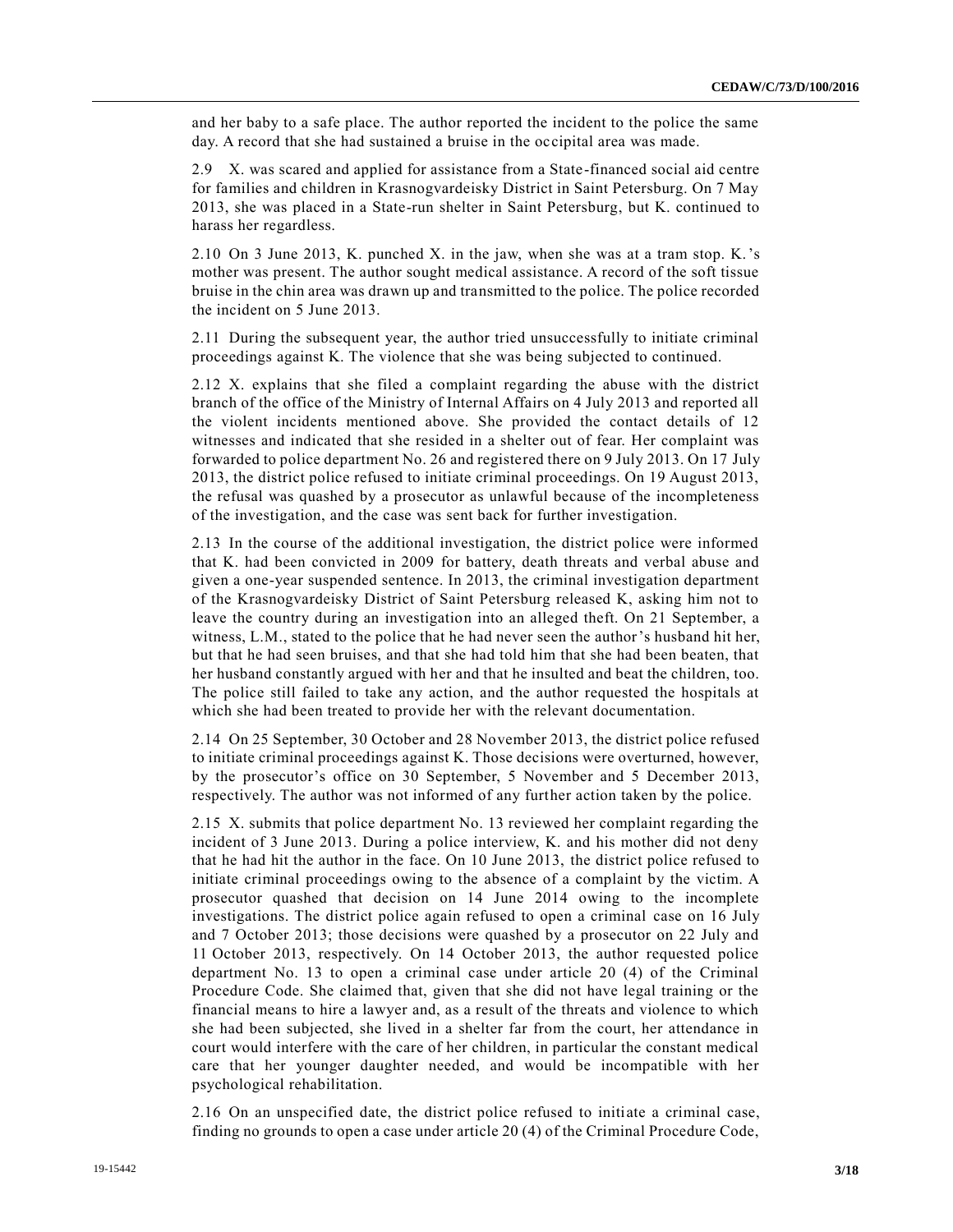and her baby to a safe place. The author reported the incident to the police the same day. A record that she had sustained a bruise in the occipital area was made.

2.9 X. was scared and applied for assistance from a State-financed social aid centre for families and children in Krasnogvardeisky District in Saint Petersburg. On 7 May 2013, she was placed in a State-run shelter in Saint Petersburg, but K. continued to harass her regardless.

2.10 On 3 June 2013, K. punched X. in the jaw, when she was at a tram stop. K.'s mother was present. The author sought medical assistance. A record of the soft tissue bruise in the chin area was drawn up and transmitted to the police. The police recorded the incident on 5 June 2013.

2.11 During the subsequent year, the author tried unsuccessfully to initiate criminal proceedings against K. The violence that she was being subjected to continued.

2.12 X. explains that she filed a complaint regarding the abuse with the district branch of the office of the Ministry of Internal Affairs on 4 July 2013 and reported all the violent incidents mentioned above. She provided the contact details of 12 witnesses and indicated that she resided in a shelter out of fear. Her complaint was forwarded to police department No. 26 and registered there on 9 July 2013. On 17 July 2013, the district police refused to initiate criminal proceedings. On 19 August 2013, the refusal was quashed by a prosecutor as unlawful because of the incompleteness of the investigation, and the case was sent back for further investigation.

2.13 In the course of the additional investigation, the district police were informed that K. had been convicted in 2009 for battery, death threats and verbal abuse and given a one-year suspended sentence. In 2013, the criminal investigation department of the Krasnogvardeisky District of Saint Petersburg released K, asking him not to leave the country during an investigation into an alleged theft. On 21 September, a witness, L.M., stated to the police that he had never seen the author's husband hit her, but that he had seen bruises, and that she had told him that she had been beaten, that her husband constantly argued with her and that he insulted and beat the children, too. The police still failed to take any action, and the author requested the hospitals at which she had been treated to provide her with the relevant documentation.

2.14 On 25 September, 30 October and 28 November 2013, the district police refused to initiate criminal proceedings against K. Those decisions were overturned, however, by the prosecutor's office on 30 September, 5 November and 5 December 2013, respectively. The author was not informed of any further action taken by the police.

2.15 X. submits that police department No. 13 reviewed her complaint regarding the incident of 3 June 2013. During a police interview, K. and his mother did not deny that he had hit the author in the face. On 10 June 2013, the district police refused to initiate criminal proceedings owing to the absence of a complaint by the victim. A prosecutor quashed that decision on 14 June 2014 owing to the incomplete investigations. The district police again refused to open a criminal case on 16 July and 7 October 2013; those decisions were quashed by a prosecutor on 22 July and 11 October 2013, respectively. On 14 October 2013, the author requested police department No. 13 to open a criminal case under article 20 (4) of the Criminal Procedure Code. She claimed that, given that she did not have legal training or the financial means to hire a lawyer and, as a result of the threats and violence to which she had been subjected, she lived in a shelter far from the court, her attendance in court would interfere with the care of her children, in particular the constant medical care that her younger daughter needed, and would be incompatible with her psychological rehabilitation.

2.16 On an unspecified date, the district police refused to initiate a criminal case, finding no grounds to open a case under article 20 (4) of the Criminal Procedure Code,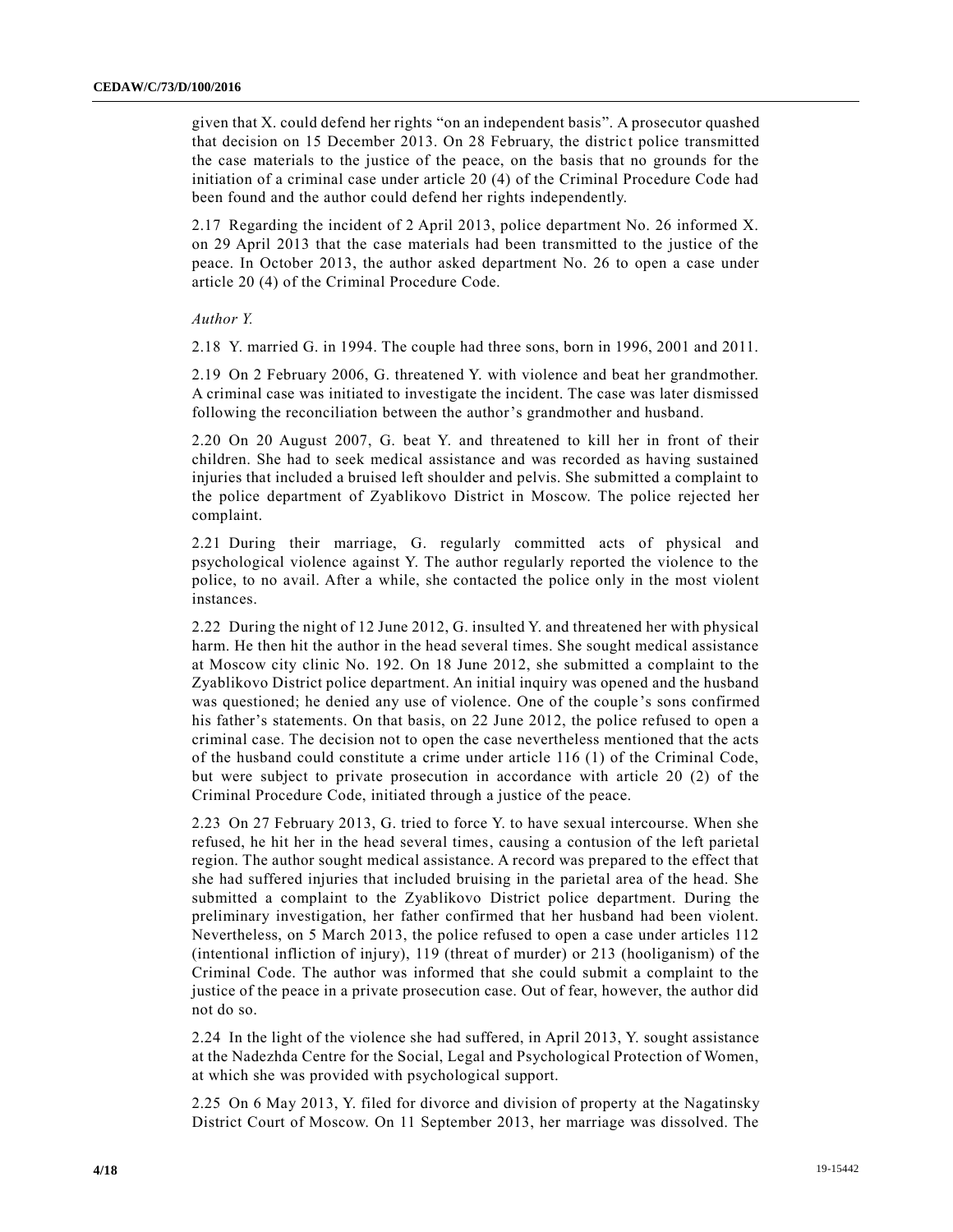given that X. could defend her rights "on an independent basis". A prosecutor quashed that decision on 15 December 2013. On 28 February, the district police transmitted the case materials to the justice of the peace, on the basis that no grounds for the initiation of a criminal case under article 20 (4) of the Criminal Procedure Code had been found and the author could defend her rights independently.

2.17 Regarding the incident of 2 April 2013, police department No. 26 informed X. on 29 April 2013 that the case materials had been transmitted to the justice of the peace. In October 2013, the author asked department No. 26 to open a case under article 20 (4) of the Criminal Procedure Code.

*Author Y.*

2.18 Y. married G. in 1994. The couple had three sons, born in 1996, 2001 and 2011.

2.19 On 2 February 2006, G. threatened Y. with violence and beat her grandmother. A criminal case was initiated to investigate the incident. The case was later dismissed following the reconciliation between the author's grandmother and husband.

2.20 On 20 August 2007, G. beat Y. and threatened to kill her in front of their children. She had to seek medical assistance and was recorded as having sustained injuries that included a bruised left shoulder and pelvis. She submitted a complaint to the police department of Zyablikovo District in Moscow. The police rejected her complaint.

2.21 During their marriage, G. regularly committed acts of physical and psychological violence against Y. The author regularly reported the violence to the police, to no avail. After a while, she contacted the police only in the most violent instances.

2.22 During the night of 12 June 2012, G. insulted Y. and threatened her with physical harm. He then hit the author in the head several times. She sought medical assistance at Moscow city clinic No. 192. On 18 June 2012, she submitted a complaint to the Zyablikovo District police department. An initial inquiry was opened and the husband was questioned; he denied any use of violence. One of the couple's sons confirmed his father's statements. On that basis, on 22 June 2012, the police refused to open a criminal case. The decision not to open the case nevertheless mentioned that the acts of the husband could constitute a crime under article 116 (1) of the Criminal Code, but were subject to private prosecution in accordance with article 20 (2) of the Criminal Procedure Code, initiated through a justice of the peace.

2.23 On 27 February 2013, G. tried to force Y. to have sexual intercourse. When she refused, he hit her in the head several times, causing a contusion of the left parietal region. The author sought medical assistance. A record was prepared to the effect that she had suffered injuries that included bruising in the parietal area of the head. She submitted a complaint to the Zyablikovo District police department. During the preliminary investigation, her father confirmed that her husband had been violent. Nevertheless, on 5 March 2013, the police refused to open a case under articles 112 (intentional infliction of injury), 119 (threat of murder) or 213 (hooliganism) of the Criminal Code. The author was informed that she could submit a complaint to the justice of the peace in a private prosecution case. Out of fear, however, the author did not do so.

2.24 In the light of the violence she had suffered, in April 2013, Y. sought assistance at the Nadezhda Centre for the Social, Legal and Psychological Protection of Women, at which she was provided with psychological support.

2.25 On 6 May 2013, Y. filed for divorce and division of property at the Nagatinsky District Court of Moscow. On 11 September 2013, her marriage was dissolved. The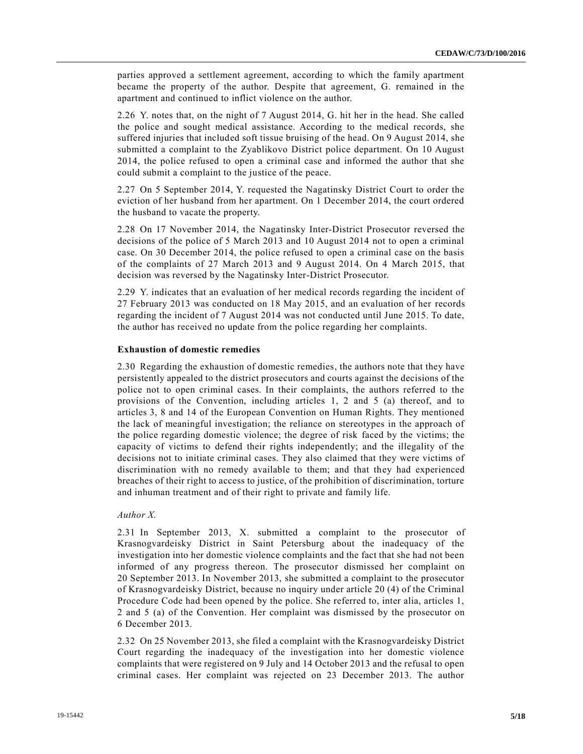parties approved a settlement agreement, according to which the family apartment became the property of the author. Despite that agreement, G. remained in the apartment and continued to inflict violence on the author.

2.26 Y. notes that, on the night of 7 August 2014, G. hit her in the head. She called the police and sought medical assistance. According to the medical records, she suffered injuries that included soft tissue bruising of the head. On 9 August 2014, she submitted a complaint to the Zyablikovo District police department. On 10 August 2014, the police refused to open a criminal case and informed the author that she could submit a complaint to the justice of the peace.

2.27 On 5 September 2014, Y. requested the Nagatinsky District Court to order the eviction of her husband from her apartment. On 1 December 2014, the court ordered the husband to vacate the property.

2.28 On 17 November 2014, the Nagatinsky Inter-District Prosecutor reversed the decisions of the police of 5 March 2013 and 10 August 2014 not to open a criminal case. On 30 December 2014, the police refused to open a criminal case on the basis of the complaints of 27 March 2013 and 9 August 2014. On 4 March 2015, that decision was reversed by the Nagatinsky Inter-District Prosecutor.

2.29 Y. indicates that an evaluation of her medical records regarding the incident of 27 February 2013 was conducted on 18 May 2015, and an evaluation of her records regarding the incident of 7 August 2014 was not conducted until June 2015. To date, the author has received no update from the police regarding her complaints.

### Exhaustion of domestic remedies

2.30 Regarding the exhaustion of domestic remedies, the authors note that they have persistently appealed to the district prosecutors and courts against the decisions of the police not to open criminal cases. In their complaints, the authors referred to the provisions of the Convention, including articles 1, 2 and 5 (a) thereof, and to articles 3, 8 and 14 of the European Convention on Human Rights. They mentioned the lack of meaningful investigation; the reliance on stereotypes in the approach of the police regarding domestic violence; the degree of risk faced by the victims; the capacity of victims to defend their rights independently; and the illegality of the decisions not to initiate criminal cases. They also claimed that they were victims of discrimination with no remedy available to them; and that they had experienced breaches of their right to access to justice, of the prohibition of discrimination, torture and inhuman treatment and of their right to private and family life.

*Author X.*

2.31 In September 2013, X. submitted a complaint to the prosecutor of Krasnogvardeisky District in Saint Petersburg about the inadequacy of the investigation into her domestic violence complaints and the fact that she had not been informed of any progress thereon. The prosecutor dismissed her complaint on 20 September 2013. In November 2013, she submitted a complaint to the prosecutor of Krasnogvardeisky District, because no inquiry under article 20 (4) of the Criminal Procedure Code had been opened by the police. She referred to, inter alia, articles 1, 2 and 5 (a) of the Convention. Her complaint was dismissed by the prosecutor on 6 December 2013.

2.32 On 25 November 2013, she filed a complaint with the Krasnogvardeisky District Court regarding the inadequacy of the investigation into her domestic violence complaints that were registered on 9 July and 14 October 2013 and the refusal to open criminal cases. Her complaint was rejected on 23 December 2013. The author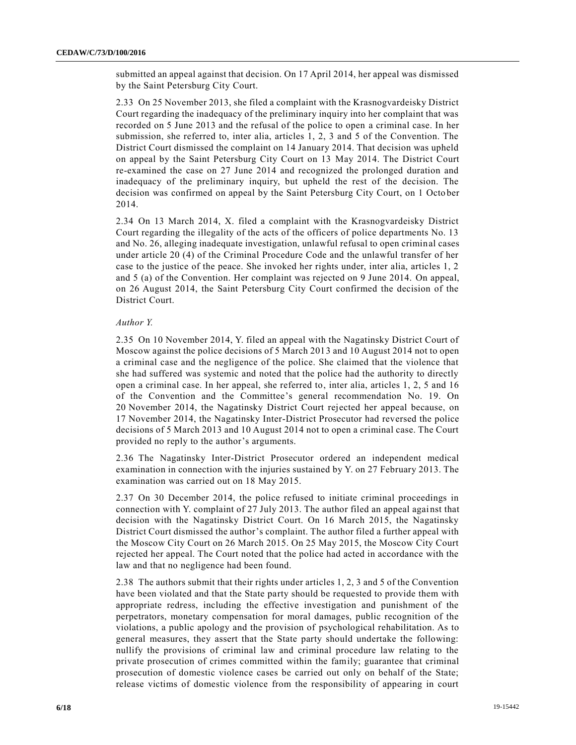submitted an appeal against that decision. On 17 April 2014, her appeal was dismissed by the Saint Petersburg City Court.

2.33 On 25 November 2013, she filed a complaint with the Krasnogvardeisky District Court regarding the inadequacy of the preliminary inquiry into her complaint that was recorded on 5 June 2013 and the refusal of the police to open a criminal case. In her submission, she referred to, inter alia, articles 1, 2, 3 and 5 of the Convention. The District Court dismissed the complaint on 14 January 2014. That decision was upheld on appeal by the Saint Petersburg City Court on 13 May 2014. The District Court re-examined the case on 27 June 2014 and recognized the prolonged duration and inadequacy of the preliminary inquiry, but upheld the rest of the decision. The decision was confirmed on appeal by the Saint Petersburg City Court, on 1 October 2014.

2.34 On 13 March 2014, X. filed a complaint with the Krasnogvardeisky District Court regarding the illegality of the acts of the officers of police departments No. 13 and No. 26, alleging inadequate investigation, unlawful refusal to open criminal cases under article 20 (4) of the Criminal Procedure Code and the unlawful transfer of her case to the justice of the peace. She invoked her rights under, inter alia, articles 1, 2 and 5 (a) of the Convention. Her complaint was rejected on 9 June 2014. On appeal, on 26 August 2014, the Saint Petersburg City Court confirmed the decision of the District Court.

*Author Y.*

2.35 On 10 November 2014, Y. filed an appeal with the Nagatinsky District Court of Moscow against the police decisions of 5 March 2013 and 10 August 2014 not to open a criminal case and the negligence of the police. She claimed that the violence that she had suffered was systemic and noted that the police had the authority to directly open a criminal case. In her appeal, she referred to, inter alia, articles 1, 2, 5 and 16 of the Convention and the Committee's general recommendation No. 19. On 20 November 2014, the Nagatinsky District Court rejected her appeal because, on 17 November 2014, the Nagatinsky Inter-District Prosecutor had reversed the police decisions of 5 March 2013 and 10 August 2014 not to open a criminal case. The Court provided no reply to the author's arguments.

2.36 The Nagatinsky Inter-District Prosecutor ordered an independent medical examination in connection with the injuries sustained by Y. on 27 February 2013. The examination was carried out on 18 May 2015.

2.37 On 30 December 2014, the police refused to initiate criminal proceedings in connection with Y. complaint of 27 July 2013. The author filed an appeal against that decision with the Nagatinsky District Court. On 16 March 2015, the Nagatinsky District Court dismissed the author's complaint. The author filed a further appeal with the Moscow City Court on 26 March 2015. On 25 May 2015, the Moscow City Court rejected her appeal. The Court noted that the police had acted in accordance with the law and that no negligence had been found.

2.38 The authors submit that their rights under articles 1, 2, 3 and 5 of the Convention have been violated and that the State party should be requested to provide them with appropriate redress, including the effective investigation and punishment of the perpetrators, monetary compensation for moral damages, public recognition of the violations, a public apology and the provision of psychological rehabilitation. As to general measures, they assert that the State party should undertake the following: nullify the provisions of criminal law and criminal procedure law relating to the private prosecution of crimes committed within the family; guarantee that criminal prosecution of domestic violence cases be carried out only on behalf of the State; release victims of domestic violence from the responsibility of appearing in court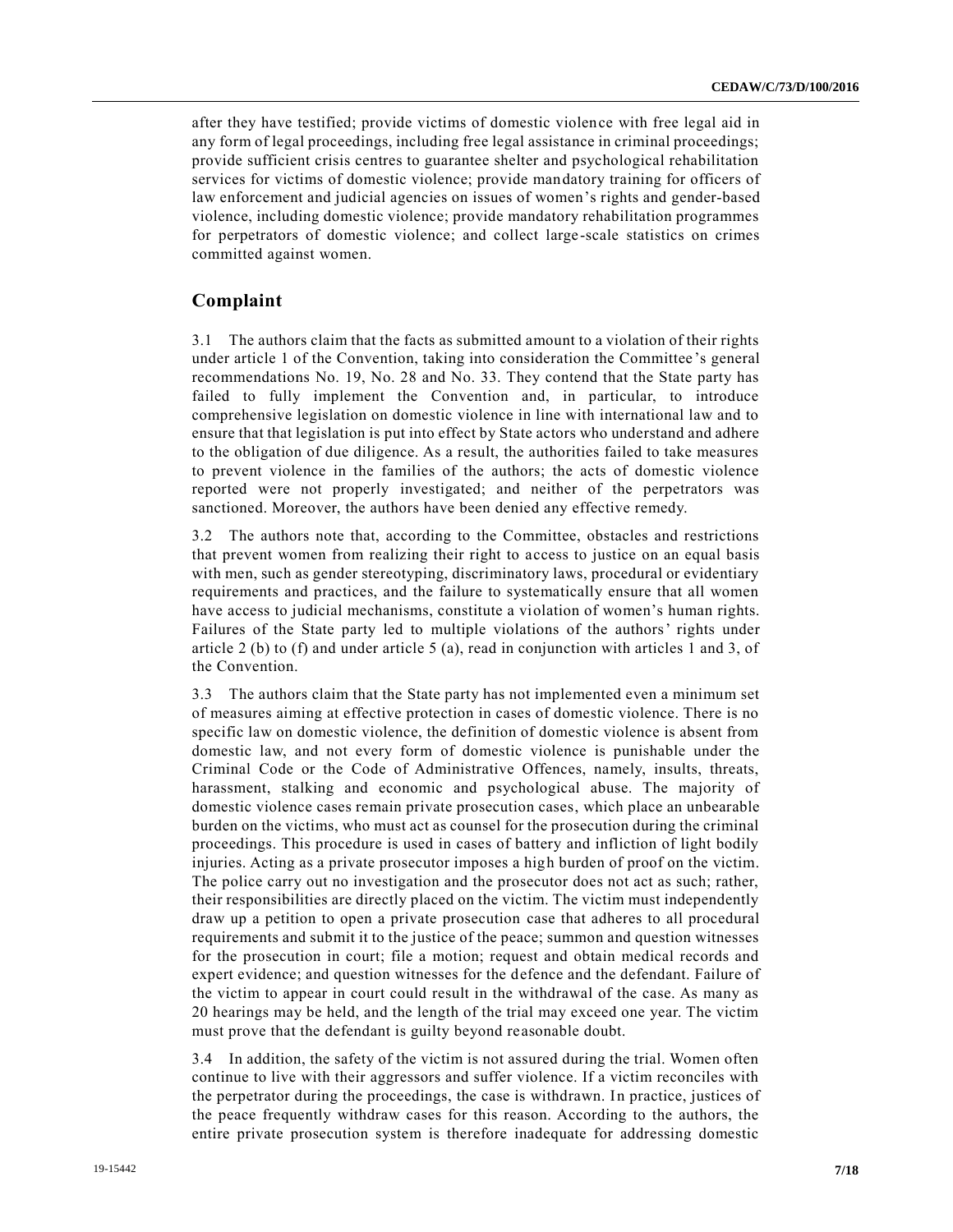after they have testified; provide victims of domestic violence with free legal aid in any form of legal proceedings, including free legal assistance in criminal proceedings; provide sufficient crisis centres to guarantee shelter and psychological rehabilitation services for victims of domestic violence; provide mandatory training for officers of law enforcement and judicial agencies on issues of women's rights and gender-based violence, including domestic violence; provide mandatory rehabilitation programmes for perpetrators of domestic violence; and collect large-scale statistics on crimes committed against women.

## Complaint

3.1 The authors claim that the facts as submitted amount to a violation of their rights under article 1 of the Convention, taking into consideration the Committee's general recommendations No. 19, No. 28 and No. 33. They contend that the State party has failed to fully implement the Convention and, in particular, to introduce comprehensive legislation on domestic violence in line with international law and to ensure that that legislation is put into effect by State actors who understand and adhere to the obligation of due diligence. As a result, the authorities failed to take measures to prevent violence in the families of the authors; the acts of domestic violence reported were not properly investigated; and neither of the perpetrators was sanctioned. Moreover, the authors have been denied any effective remedy.

3.2 The authors note that, according to the Committee, obstacles and restrictions that prevent women from realizing their right to access to justice on an equal basis with men, such as gender stereotyping, discriminatory laws, procedural or evidentiary requirements and practices, and the failure to systematically ensure that all women have access to judicial mechanisms, constitute a violation of women's human rights. Failures of the State party led to multiple violations of the authors' rights under article 2 (b) to (f) and under article 5 (a), read in conjunction with articles 1 and 3, of the Convention.

3.3 The authors claim that the State party has not implemented even a minimum set of measures aiming at effective protection in cases of domestic violence. There is no specific law on domestic violence, the definition of domestic violence is absent from domestic law, and not every form of domestic violence is punishable under the Criminal Code or the Code of Administrative Offences, namely, insults, threats, harassment, stalking and economic and psychological abuse. The majority of domestic violence cases remain private prosecution cases, which place an unbearable burden on the victims, who must act as counsel for the prosecution during the criminal proceedings. This procedure is used in cases of battery and infliction of light bodily injuries. Acting as a private prosecutor imposes a high burden of proof on the victim. The police carry out no investigation and the prosecutor does not act as such; rather, their responsibilities are directly placed on the victim. The victim must independently draw up a petition to open a private prosecution case that adheres to all procedural requirements and submit it to the justice of the peace; summon and question witnesses for the prosecution in court; file a motion; request and obtain medical records and expert evidence; and question witnesses for the defence and the defendant. Failure of the victim to appear in court could result in the withdrawal of the case. As many as 20 hearings may be held, and the length of the trial may exceed one year. The victim must prove that the defendant is guilty beyond reasonable doubt.

3.4 In addition, the safety of the victim is not assured during the trial. Women often continue to live with their aggressors and suffer violence. If a victim reconciles with the perpetrator during the proceedings, the case is withdrawn. In practice, justices of the peace frequently withdraw cases for this reason. According to the authors, the entire private prosecution system is therefore inadequate for addressing domestic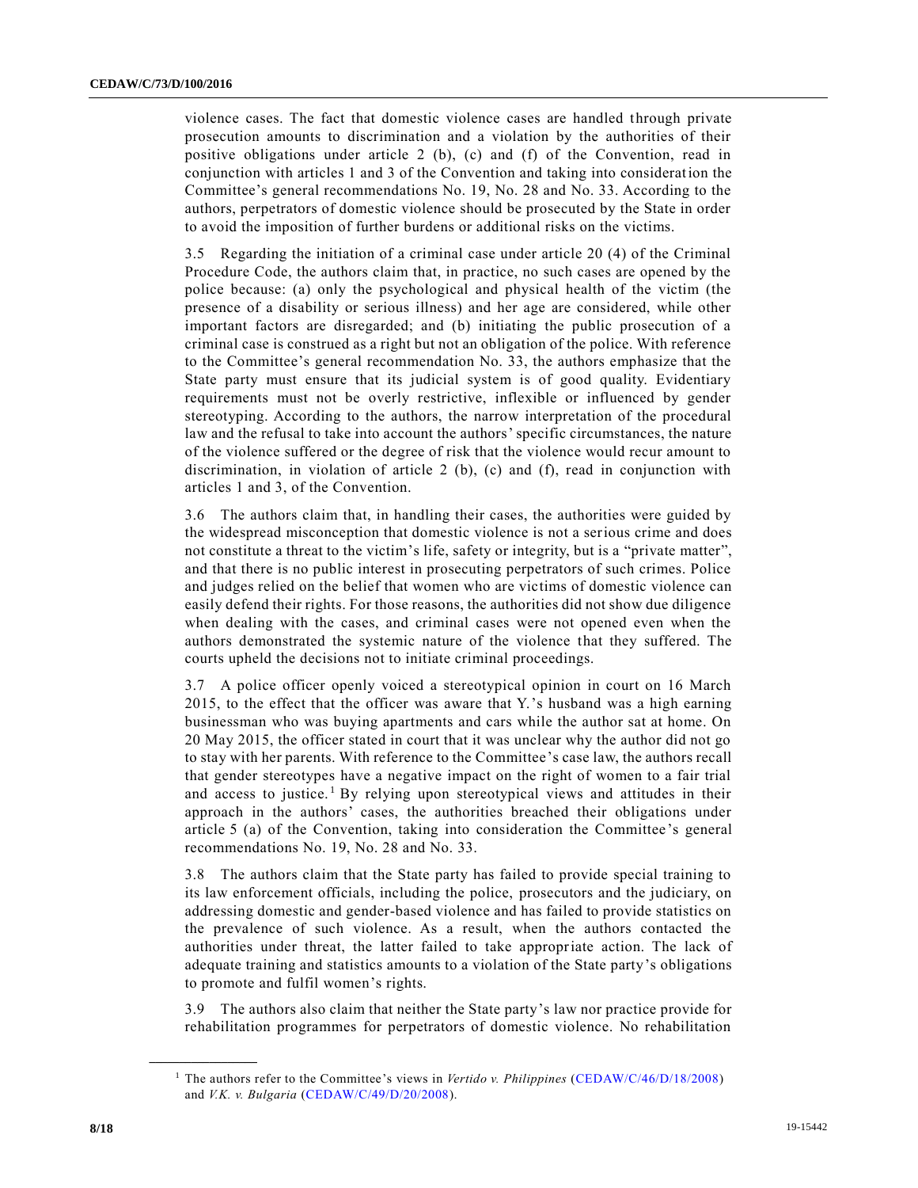violence cases. The fact that domestic violence cases are handled through private prosecution amounts to discrimination and a violation by the authorities of their positive obligations under article 2 (b), (c) and (f) of the Convention, read in conjunction with articles 1 and 3 of the Convention and taking into consideration the Committee's general recommendations No. 19, No. 28 and No. 33. According to the authors, perpetrators of domestic violence should be prosecuted by the State in order to avoid the imposition of further burdens or additional risks on the victims.

3.5 Regarding the initiation of a criminal case under article 20 (4) of the Criminal Procedure Code, the authors claim that, in practice, no such cases are opened by the police because: (a) only the psychological and physical health of the victim (the presence of a disability or serious illness) and her age are considered, while other important factors are disregarded; and (b) initiating the public prosecution of a criminal case is construed as a right but not an obligation of the police. With reference to the Committee's general recommendation No. 33, the authors emphasize that the State party must ensure that its judicial system is of good quality. Evidentiary requirements must not be overly restrictive, inflexible or influenced by gender stereotyping. According to the authors, the narrow interpretation of the procedural law and the refusal to take into account the authors' specific circumstances, the nature of the violence suffered or the degree of risk that the violence would recur amount to discrimination, in violation of article 2 (b), (c) and (f), read in conjunction with articles 1 and 3, of the Convention.

3.6 The authors claim that, in handling their cases, the authorities were guided by the widespread misconception that domestic violence is not a serious crime and does not constitute a threat to the victim's life, safety or integrity, but is a "private matter", and that there is no public interest in prosecuting perpetrators of such crimes. Police and judges relied on the belief that women who are victims of domestic violence can easily defend their rights. For those reasons, the authorities did not show due diligence when dealing with the cases, and criminal cases were not opened even when the authors demonstrated the systemic nature of the violence that they suffered. The courts upheld the decisions not to initiate criminal proceedings.

3.7 A police officer openly voiced a stereotypical opinion in court on 16 March 2015, to the effect that the officer was aware that Y.'s husband was a high earning businessman who was buying apartments and cars while the author sat at home. On 20 May 2015, the officer stated in court that it was unclear why the author did not go to stay with her parents. With reference to the Committee's case law, the authors recall that gender stereotypes have a negative impact on the right of women to a fair trial and access to justice.[1] By relying upon stereotypical views and attitudes in their approach in the authors' cases, the authorities breached their obligations under article 5 (a) of the Convention, taking into consideration the Committee's general recommendations No. 19, No. 28 and No. 33.

3.8 The authors claim that the State party has failed to provide special training to its law enforcement officials, including the police, prosecutors and the judiciary, on addressing domestic and gender-based violence and has failed to provide statistics on the prevalence of such violence. As a result, when the authors contacted the authorities under threat, the latter failed to take appropriate action. The lack of adequate training and statistics amounts to a violation of the State party's obligations to promote and fulfil women's rights.

3.9 The authors also claim that neither the State party's law nor practice provide for rehabilitation programmes for perpetrators of domestic violence. No rehabilitation

[1] The authors refer to the Committee's views in *Vertido v. Philippines* (CEDAW/C/46/D/18/2008) and *V.K. v. Bulgaria* (CEDAW/C/49/D/20/2008).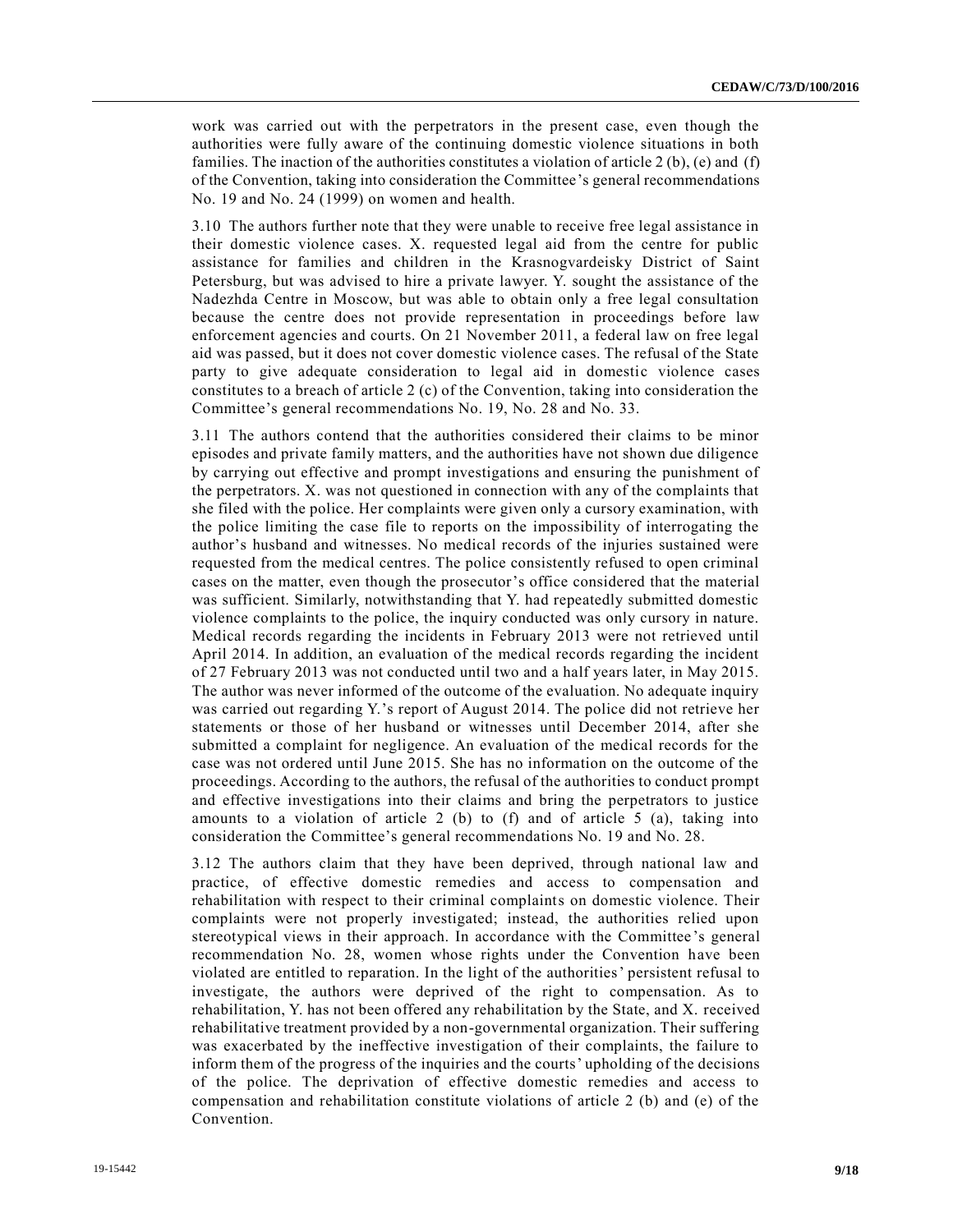work was carried out with the perpetrators in the present case, even though the authorities were fully aware of the continuing domestic violence situations in both families. The inaction of the authorities constitutes a violation of article 2 (b), (e) and (f) of the Convention, taking into consideration the Committee's general recommendations No. 19 and No. 24 (1999) on women and health.

3.10 The authors further note that they were unable to receive free legal assistance in their domestic violence cases. X. requested legal aid from the centre for public assistance for families and children in the Krasnogvardeisky District of Saint Petersburg, but was advised to hire a private lawyer. Y. sought the assistance of the Nadezhda Centre in Moscow, but was able to obtain only a free legal consultation because the centre does not provide representation in proceedings before law enforcement agencies and courts. On 21 November 2011, a federal law on free legal aid was passed, but it does not cover domestic violence cases. The refusal of the State party to give adequate consideration to legal aid in domestic violence cases constitutes to a breach of article 2 (c) of the Convention, taking into consideration the Committee's general recommendations No. 19, No. 28 and No. 33.

3.11 The authors contend that the authorities considered their claims to be minor episodes and private family matters, and the authorities have not shown due diligence by carrying out effective and prompt investigations and ensuring the punishment of the perpetrators. X. was not questioned in connection with any of the complaints that she filed with the police. Her complaints were given only a cursory examination, with the police limiting the case file to reports on the impossibility of interrogating the author's husband and witnesses. No medical records of the injuries sustained were requested from the medical centres. The police consistently refused to open criminal cases on the matter, even though the prosecutor's office considered that the material was sufficient. Similarly, notwithstanding that Y. had repeatedly submitted domestic violence complaints to the police, the inquiry conducted was only cursory in nature. Medical records regarding the incidents in February 2013 were not retrieved until April 2014. In addition, an evaluation of the medical records regarding the incident of 27 February 2013 was not conducted until two and a half years later, in May 2015. The author was never informed of the outcome of the evaluation. No adequate inquiry was carried out regarding Y.'s report of August 2014. The police did not retrieve her statements or those of her husband or witnesses until December 2014, after she submitted a complaint for negligence. An evaluation of the medical records for the case was not ordered until June 2015. She has no information on the outcome of the proceedings. According to the authors, the refusal of the authorities to conduct prompt and effective investigations into their claims and bring the perpetrators to justice amounts to a violation of article 2 (b) to (f) and of article 5 (a), taking into consideration the Committee's general recommendations No. 19 and No. 28.

3.12 The authors claim that they have been deprived, through national law and practice, of effective domestic remedies and access to compensation and rehabilitation with respect to their criminal complaints on domestic violence. Their complaints were not properly investigated; instead, the authorities relied upon stereotypical views in their approach. In accordance with the Committee's general recommendation No. 28, women whose rights under the Convention have been violated are entitled to reparation. In the light of the authorities' persistent refusal to investigate, the authors were deprived of the right to compensation. As to rehabilitation, Y. has not been offered any rehabilitation by the State, and X. received rehabilitative treatment provided by a non-governmental organization. Their suffering was exacerbated by the ineffective investigation of their complaints, the failure to inform them of the progress of the inquiries and the courts' upholding of the decisions of the police. The deprivation of effective domestic remedies and access to compensation and rehabilitation constitute violations of article 2 (b) and (e) of the Convention.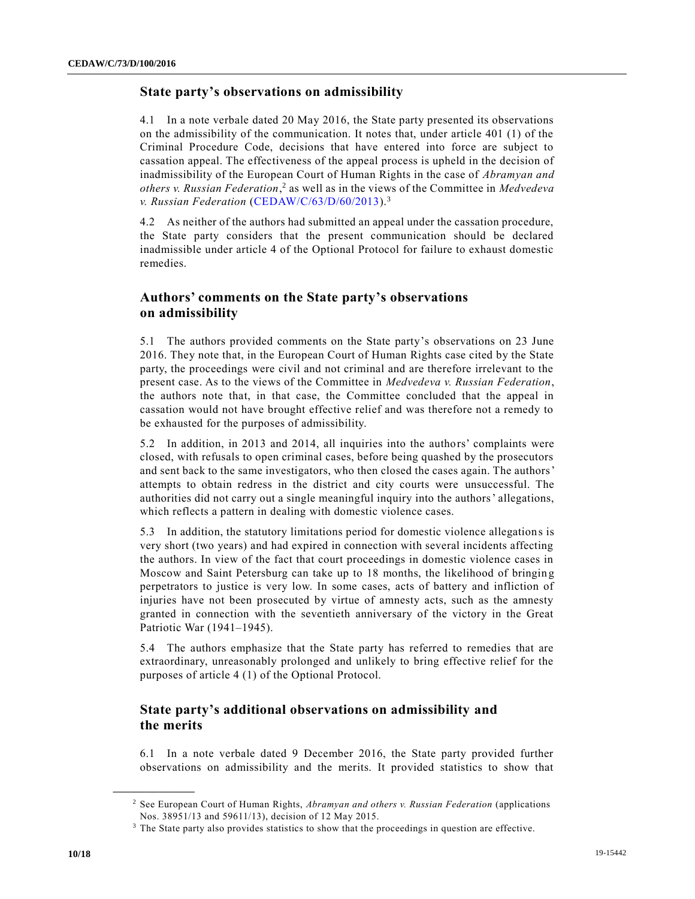## State party's observations on admissibility

4.1 In a note verbale dated 20 May 2016, the State party presented its observations on the admissibility of the communication. It notes that, under article 401 (1) of the Criminal Procedure Code, decisions that have entered into force are subject to cassation appeal. The effectiveness of the appeal process is upheld in the decision of inadmissibility of the European Court of Human Rights in the case of *Abramyan and others v. Russian Federation*,[2] as well as in the views of the Committee in *Medvedeva v. Russian Federation* (CEDAW/C/63/D/60/2013).[3]

4.2 As neither of the authors had submitted an appeal under the cassation procedure, the State party considers that the present communication should be declared inadmissible under article 4 of the Optional Protocol for failure to exhaust domestic remedies.

## Authors' comments on the State party's observations on admissibility

5.1 The authors provided comments on the State party's observations on 23 June 2016. They note that, in the European Court of Human Rights case cited by the State party, the proceedings were civil and not criminal and are therefore irrelevant to the present case. As to the views of the Committee in *Medvedeva v. Russian Federation*, the authors note that, in that case, the Committee concluded that the appeal in cassation would not have brought effective relief and was therefore not a remedy to be exhausted for the purposes of admissibility.

5.2 In addition, in 2013 and 2014, all inquiries into the authors' complaints were closed, with refusals to open criminal cases, before being quashed by the prosecutors and sent back to the same investigators, who then closed the cases again. The authors' attempts to obtain redress in the district and city courts were unsuccessful. The authorities did not carry out a single meaningful inquiry into the authors' allegations, which reflects a pattern in dealing with domestic violence cases.

5.3 In addition, the statutory limitations period for domestic violence allegations is very short (two years) and had expired in connection with several incidents affecting the authors. In view of the fact that court proceedings in domestic violence cases in Moscow and Saint Petersburg can take up to 18 months, the likelihood of bringing perpetrators to justice is very low. In some cases, acts of battery and infliction of injuries have not been prosecuted by virtue of amnesty acts, such as the amnesty granted in connection with the seventieth anniversary of the victory in the Great Patriotic War (1941–1945).

5.4 The authors emphasize that the State party has referred to remedies that are extraordinary, unreasonably prolonged and unlikely to bring effective relief for the purposes of article 4 (1) of the Optional Protocol.

## State party's additional observations on admissibility and the merits

6.1 In a note verbale dated 9 December 2016, the State party provided further observations on admissibility and the merits. It provided statistics to show that

---

[2] See European Court of Human Rights, *Abramyan and others v. Russian Federation* (applications Nos. 38951/13 and 59611/13), decision of 12 May 2015.

[3] The State party also provides statistics to show that the proceedings in question are effective.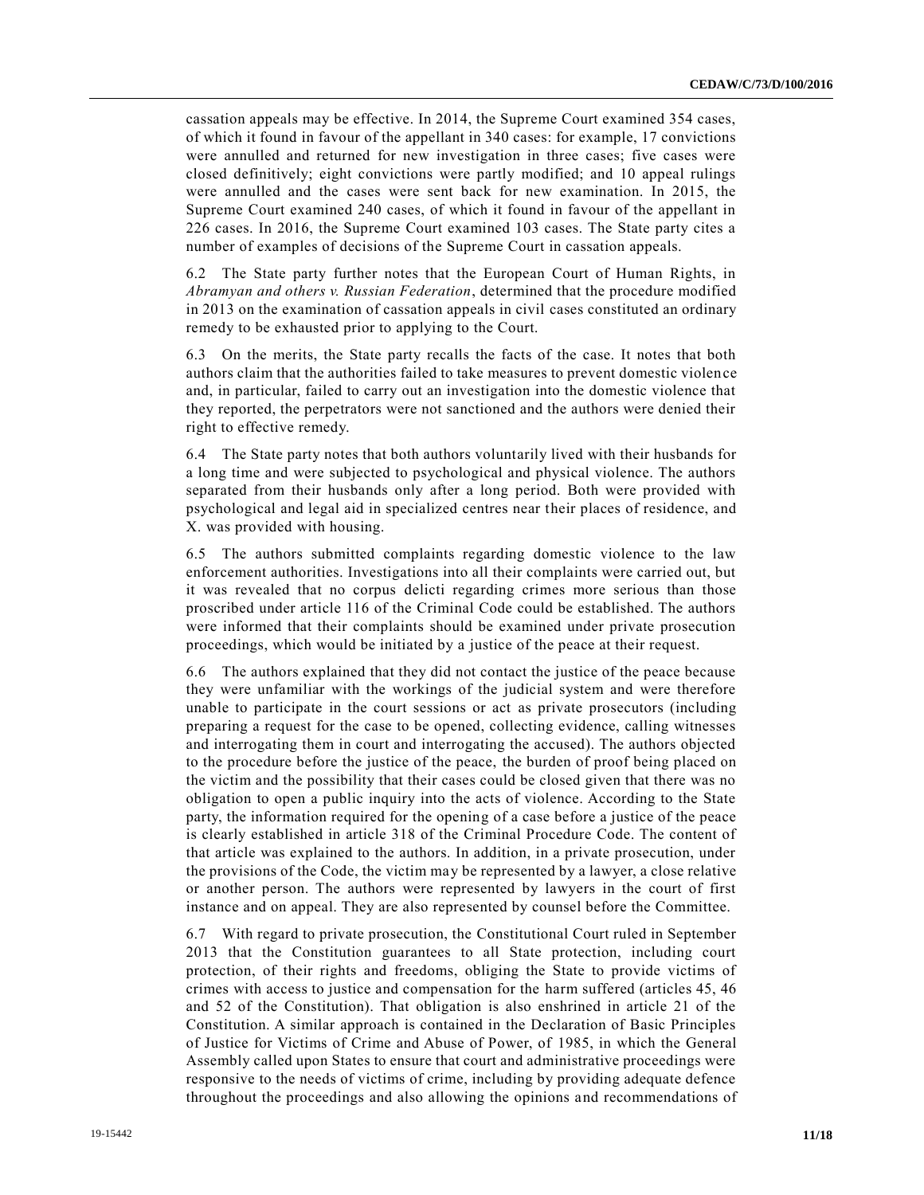cassation appeals may be effective. In 2014, the Supreme Court examined 354 cases, of which it found in favour of the appellant in 340 cases: for example, 17 convictions were annulled and returned for new investigation in three cases; five cases were closed definitively; eight convictions were partly modified; and 10 appeal rulings were annulled and the cases were sent back for new examination. In 2015, the Supreme Court examined 240 cases, of which it found in favour of the appellant in 226 cases. In 2016, the Supreme Court examined 103 cases. The State party cites a number of examples of decisions of the Supreme Court in cassation appeals.

6.2 The State party further notes that the European Court of Human Rights, in *Abramyan and others v. Russian Federation*, determined that the procedure modified in 2013 on the examination of cassation appeals in civil cases constituted an ordinary remedy to be exhausted prior to applying to the Court.

6.3 On the merits, the State party recalls the facts of the case. It notes that both authors claim that the authorities failed to take measures to prevent domestic violence and, in particular, failed to carry out an investigation into the domestic violence that they reported, the perpetrators were not sanctioned and the authors were denied their right to effective remedy.

6.4 The State party notes that both authors voluntarily lived with their husbands for a long time and were subjected to psychological and physical violence. The authors separated from their husbands only after a long period. Both were provided with psychological and legal aid in specialized centres near their places of residence, and X. was provided with housing.

6.5 The authors submitted complaints regarding domestic violence to the law enforcement authorities. Investigations into all their complaints were carried out, but it was revealed that no corpus delicti regarding crimes more serious than those proscribed under article 116 of the Criminal Code could be established. The authors were informed that their complaints should be examined under private prosecution proceedings, which would be initiated by a justice of the peace at their request.

6.6 The authors explained that they did not contact the justice of the peace because they were unfamiliar with the workings of the judicial system and were therefore unable to participate in the court sessions or act as private prosecutors (including preparing a request for the case to be opened, collecting evidence, calling witnesses and interrogating them in court and interrogating the accused). The authors objected to the procedure before the justice of the peace, the burden of proof being placed on the victim and the possibility that their cases could be closed given that there was no obligation to open a public inquiry into the acts of violence. According to the State party, the information required for the opening of a case before a justice of the peace is clearly established in article 318 of the Criminal Procedure Code. The content of that article was explained to the authors. In addition, in a private prosecution, under the provisions of the Code, the victim may be represented by a lawyer, a close relative or another person. The authors were represented by lawyers in the court of first instance and on appeal. They are also represented by counsel before the Committee.

6.7 With regard to private prosecution, the Constitutional Court ruled in September 2013 that the Constitution guarantees to all State protection, including court protection, of their rights and freedoms, obliging the State to provide victims of crimes with access to justice and compensation for the harm suffered (articles 45, 46 and 52 of the Constitution). That obligation is also enshrined in article 21 of the Constitution. A similar approach is contained in the Declaration of Basic Principles of Justice for Victims of Crime and Abuse of Power, of 1985, in which the General Assembly called upon States to ensure that court and administrative proceedings were responsive to the needs of victims of crime, including by providing adequate defence throughout the proceedings and also allowing the opinions and recommendations of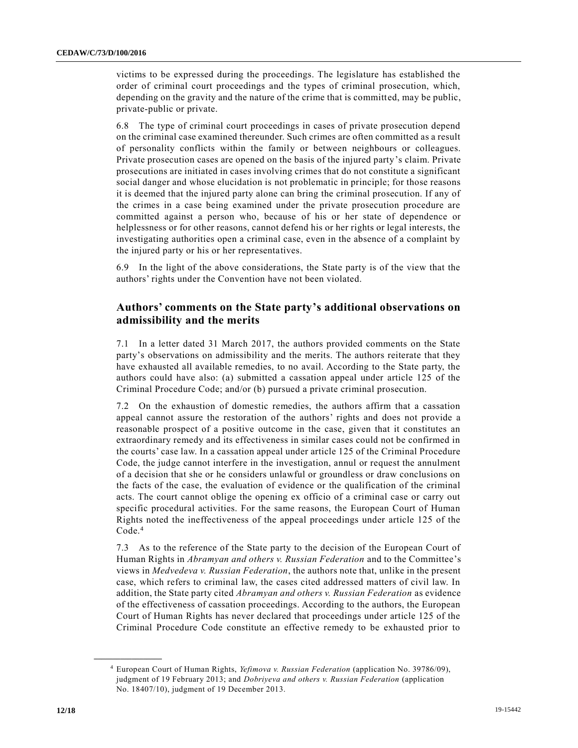victims to be expressed during the proceedings. The legislature has established the order of criminal court proceedings and the types of criminal prosecution, which, depending on the gravity and the nature of the crime that is committed, may be public, private-public or private.

6.8 The type of criminal court proceedings in cases of private prosecution depend on the criminal case examined thereunder. Such crimes are often committed as a result of personality conflicts within the family or between neighbours or colleagues. Private prosecution cases are opened on the basis of the injured party's claim. Private prosecutions are initiated in cases involving crimes that do not constitute a significant social danger and whose elucidation is not problematic in principle; for those reasons it is deemed that the injured party alone can bring the criminal prosecution. If any of the crimes in a case being examined under the private prosecution procedure are committed against a person who, because of his or her state of dependence or helplessness or for other reasons, cannot defend his or her rights or legal interests, the investigating authorities open a criminal case, even in the absence of a complaint by the injured party or his or her representatives.

6.9 In the light of the above considerations, the State party is of the view that the authors' rights under the Convention have not been violated.

## Authors' comments on the State party's additional observations on admissibility and the merits

7.1 In a letter dated 31 March 2017, the authors provided comments on the State party's observations on admissibility and the merits. The authors reiterate that they have exhausted all available remedies, to no avail. According to the State party, the authors could have also: (a) submitted a cassation appeal under article 125 of the Criminal Procedure Code; and/or (b) pursued a private criminal prosecution.

7.2 On the exhaustion of domestic remedies, the authors affirm that a cassation appeal cannot assure the restoration of the authors' rights and does not provide a reasonable prospect of a positive outcome in the case, given that it constitutes an extraordinary remedy and its effectiveness in similar cases could not be confirmed in the courts' case law. In a cassation appeal under article 125 of the Criminal Procedure Code, the judge cannot interfere in the investigation, annul or request the annulment of a decision that she or he considers unlawful or groundless or draw conclusions on the facts of the case, the evaluation of evidence or the qualification of the criminal acts. The court cannot oblige the opening ex officio of a criminal case or carry out specific procedural activities. For the same reasons, the European Court of Human Rights noted the ineffectiveness of the appeal proceedings under article 125 of the Code.[4]

7.3 As to the reference of the State party to the decision of the European Court of Human Rights in *Abramyan and others v. Russian Federation* and to the Committee's views in *Medvedeva v. Russian Federation*, the authors note that, unlike in the present case, which refers to criminal law, the cases cited addressed matters of civil law. In addition, the State party cited *Abramyan and others v. Russian Federation* as evidence of the effectiveness of cassation proceedings. According to the authors, the European Court of Human Rights has never declared that proceedings under article 125 of the Criminal Procedure Code constitute an effective remedy to be exhausted prior to

[4] European Court of Human Rights, *Yefimova v. Russian Federation* (application No. 39786/09), judgment of 19 February 2013; and *Dobriyeva and others v. Russian Federation* (application No. 18407/10), judgment of 19 December 2013.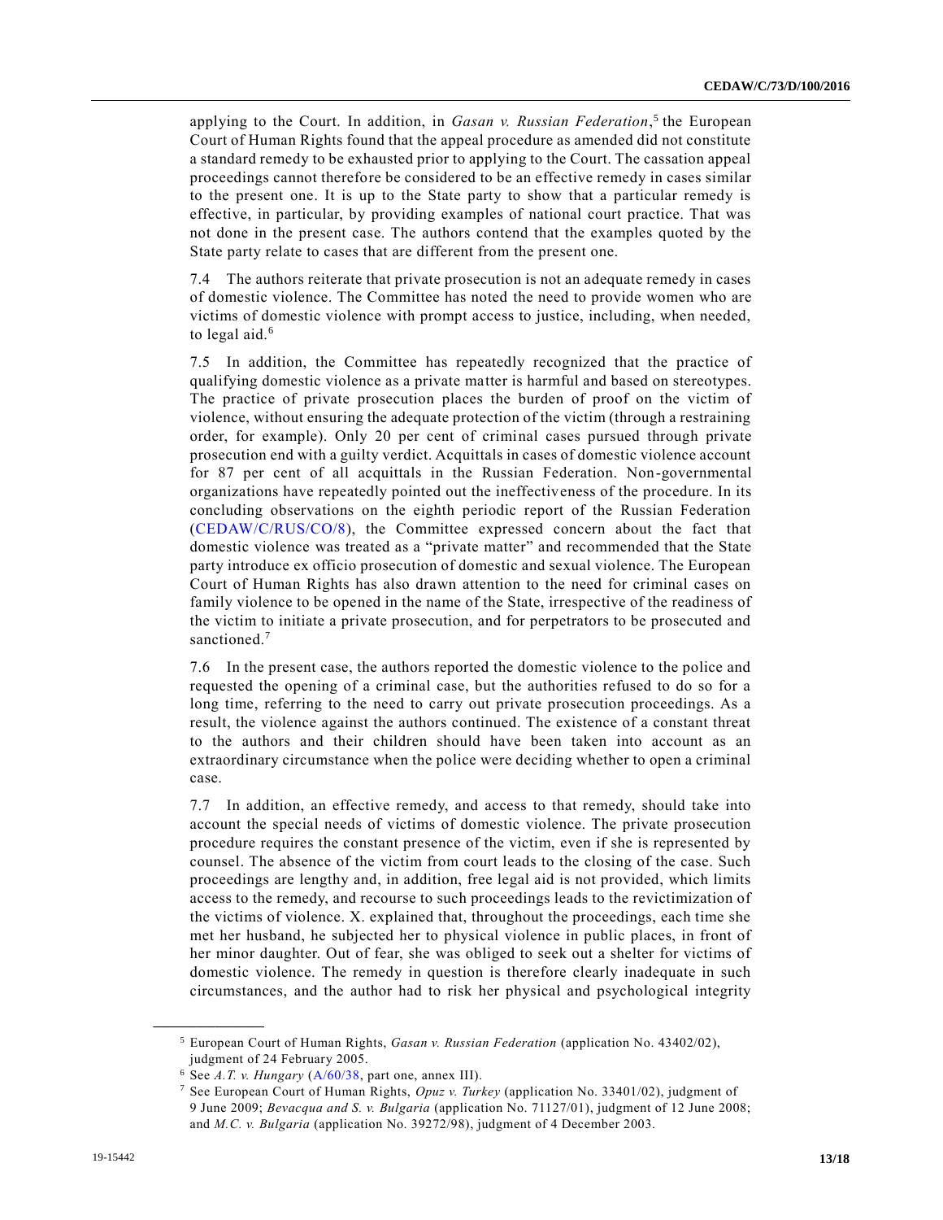applying to the Court. In addition, in *Gasan v. Russian Federation*,[5] the European Court of Human Rights found that the appeal procedure as amended did not constitute a standard remedy to be exhausted prior to applying to the Court. The cassation appeal proceedings cannot therefore be considered to be an effective remedy in cases similar to the present one. It is up to the State party to show that a particular remedy is effective, in particular, by providing examples of national court practice. That was not done in the present case. The authors contend that the examples quoted by the State party relate to cases that are different from the present one.

7.4 The authors reiterate that private prosecution is not an adequate remedy in cases of domestic violence. The Committee has noted the need to provide women who are victims of domestic violence with prompt access to justice, including, when needed, to legal aid.[6]

7.5 In addition, the Committee has repeatedly recognized that the practice of qualifying domestic violence as a private matter is harmful and based on stereotypes. The practice of private prosecution places the burden of proof on the victim of violence, without ensuring the adequate protection of the victim (through a restraining order, for example). Only 20 per cent of criminal cases pursued through private prosecution end with a guilty verdict. Acquittals in cases of domestic violence account for 87 per cent of all acquittals in the Russian Federation. Non-governmental organizations have repeatedly pointed out the ineffectiveness of the procedure. In its concluding observations on the eighth periodic report of the Russian Federation (CEDAW/C/RUS/CO/8), the Committee expressed concern about the fact that domestic violence was treated as a "private matter" and recommended that the State party introduce ex officio prosecution of domestic and sexual violence. The European Court of Human Rights has also drawn attention to the need for criminal cases on family violence to be opened in the name of the State, irrespective of the readiness of the victim to initiate a private prosecution, and for perpetrators to be prosecuted and sanctioned.[7]

7.6 In the present case, the authors reported the domestic violence to the police and requested the opening of a criminal case, but the authorities refused to do so for a long time, referring to the need to carry out private prosecution proceedings. As a result, the violence against the authors continued. The existence of a constant threat to the authors and their children should have been taken into account as an extraordinary circumstance when the police were deciding whether to open a criminal case.

7.7 In addition, an effective remedy, and access to that remedy, should take into account the special needs of victims of domestic violence. The private prosecution procedure requires the constant presence of the victim, even if she is represented by counsel. The absence of the victim from court leads to the closing of the case. Such proceedings are lengthy and, in addition, free legal aid is not provided, which limits access to the remedy, and recourse to such proceedings leads to the revictimization of the victims of violence. X. explained that, throughout the proceedings, each time she met her husband, he subjected her to physical violence in public places, in front of her minor daughter. Out of fear, she was obliged to seek out a shelter for victims of domestic violence. The remedy in question is therefore clearly inadequate in such circumstances, and the author had to risk her physical and psychological integrity

---

[5] European Court of Human Rights, *Gasan v. Russian Federation* (application No. 43402/02), judgment of 24 February 2005.

[6] See *A.T. v. Hungary* (A/60/38, part one, annex III).

[7] See European Court of Human Rights, *Opuz v. Turkey* (application No. 33401/02), judgment of 9 June 2009; *Bevacqua and S. v. Bulgaria* (application No. 71127/01), judgment of 12 June 2008; and *M.C. v. Bulgaria* (application No. 39272/98), judgment of 4 December 2003.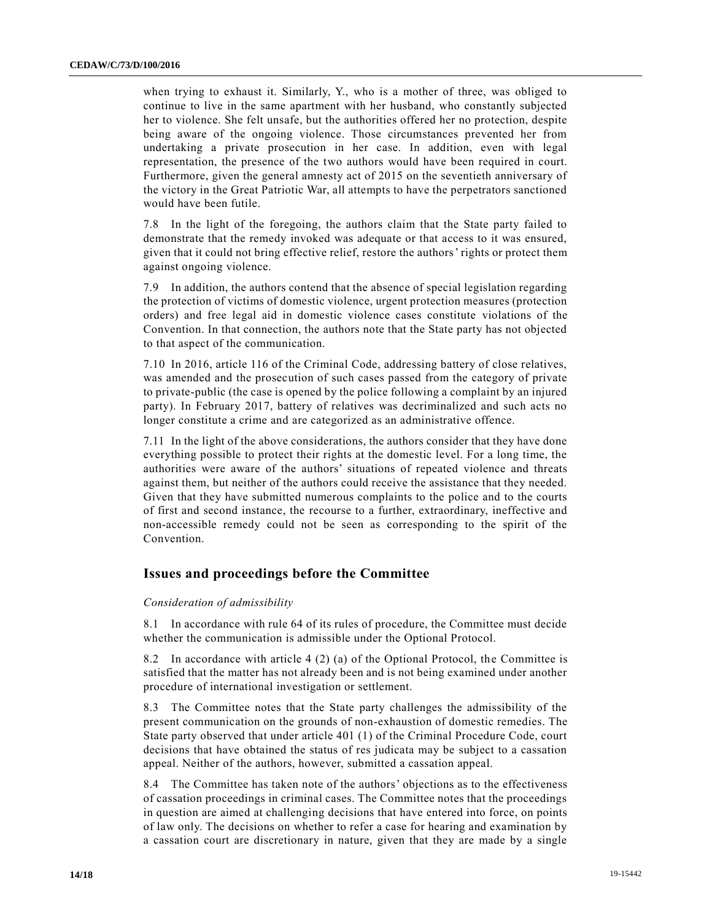when trying to exhaust it. Similarly, Y., who is a mother of three, was obliged to continue to live in the same apartment with her husband, who constantly subjected her to violence. She felt unsafe, but the authorities offered her no protection, despite being aware of the ongoing violence. Those circumstances prevented her from undertaking a private prosecution in her case. In addition, even with legal representation, the presence of the two authors would have been required in court. Furthermore, given the general amnesty act of 2015 on the seventieth anniversary of the victory in the Great Patriotic War, all attempts to have the perpetrators sanctioned would have been futile.

7.8 In the light of the foregoing, the authors claim that the State party failed to demonstrate that the remedy invoked was adequate or that access to it was ensured, given that it could not bring effective relief, restore the authors' rights or protect them against ongoing violence.

7.9 In addition, the authors contend that the absence of special legislation regarding the protection of victims of domestic violence, urgent protection measures (protection orders) and free legal aid in domestic violence cases constitute violations of the Convention. In that connection, the authors note that the State party has not objected to that aspect of the communication.

7.10 In 2016, article 116 of the Criminal Code, addressing battery of close relatives, was amended and the prosecution of such cases passed from the category of private to private-public (the case is opened by the police following a complaint by an injured party). In February 2017, battery of relatives was decriminalized and such acts no longer constitute a crime and are categorized as an administrative offence.

7.11 In the light of the above considerations, the authors consider that they have done everything possible to protect their rights at the domestic level. For a long time, the authorities were aware of the authors' situations of repeated violence and threats against them, but neither of the authors could receive the assistance that they needed. Given that they have submitted numerous complaints to the police and to the courts of first and second instance, the recourse to a further, extraordinary, ineffective and non-accessible remedy could not be seen as corresponding to the spirit of the Convention.

## Issues and proceedings before the Committee

*Consideration of admissibility*

8.1 In accordance with rule 64 of its rules of procedure, the Committee must decide whether the communication is admissible under the Optional Protocol.

8.2 In accordance with article 4 (2) (a) of the Optional Protocol, the Committee is satisfied that the matter has not already been and is not being examined under another procedure of international investigation or settlement.

8.3 The Committee notes that the State party challenges the admissibility of the present communication on the grounds of non-exhaustion of domestic remedies. The State party observed that under article 401 (1) of the Criminal Procedure Code, court decisions that have obtained the status of res judicata may be subject to a cassation appeal. Neither of the authors, however, submitted a cassation appeal.

8.4 The Committee has taken note of the authors' objections as to the effectiveness of cassation proceedings in criminal cases. The Committee notes that the proceedings in question are aimed at challenging decisions that have entered into force, on points of law only. The decisions on whether to refer a case for hearing and examination by a cassation court are discretionary in nature, given that they are made by a single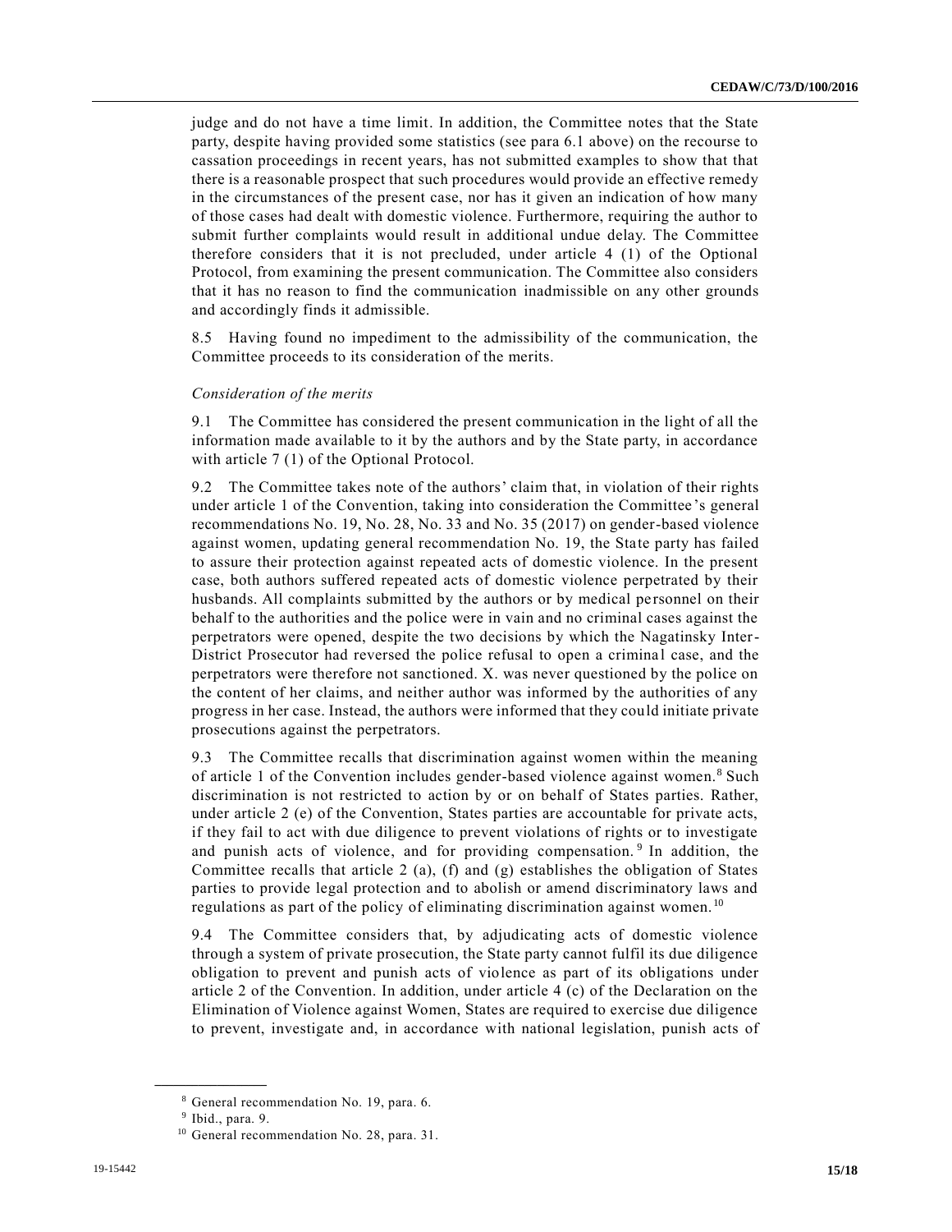judge and do not have a time limit. In addition, the Committee notes that the State party, despite having provided some statistics (see para 6.1 above) on the recourse to cassation proceedings in recent years, has not submitted examples to show that that there is a reasonable prospect that such procedures would provide an effective remedy in the circumstances of the present case, nor has it given an indication of how many of those cases had dealt with domestic violence. Furthermore, requiring the author to submit further complaints would result in additional undue delay. The Committee therefore considers that it is not precluded, under article 4 (1) of the Optional Protocol, from examining the present communication. The Committee also considers that it has no reason to find the communication inadmissible on any other grounds and accordingly finds it admissible.

8.5 Having found no impediment to the admissibility of the communication, the Committee proceeds to its consideration of the merits.

*Consideration of the merits*

9.1 The Committee has considered the present communication in the light of all the information made available to it by the authors and by the State party, in accordance with article 7 (1) of the Optional Protocol.

9.2 The Committee takes note of the authors' claim that, in violation of their rights under article 1 of the Convention, taking into consideration the Committee's general recommendations No. 19, No. 28, No. 33 and No. 35 (2017) on gender-based violence against women, updating general recommendation No. 19, the State party has failed to assure their protection against repeated acts of domestic violence. In the present case, both authors suffered repeated acts of domestic violence perpetrated by their husbands. All complaints submitted by the authors or by medical personnel on their behalf to the authorities and the police were in vain and no criminal cases against the perpetrators were opened, despite the two decisions by which the Nagatinsky Inter-District Prosecutor had reversed the police refusal to open a criminal case, and the perpetrators were therefore not sanctioned. X. was never questioned by the police on the content of her claims, and neither author was informed by the authorities of any progress in her case. Instead, the authors were informed that they could initiate private prosecutions against the perpetrators.

9.3 The Committee recalls that discrimination against women within the meaning of article 1 of the Convention includes gender-based violence against women.[8] Such discrimination is not restricted to action by or on behalf of States parties. Rather, under article 2 (e) of the Convention, States parties are accountable for private acts, if they fail to act with due diligence to prevent violations of rights or to investigate and punish acts of violence, and for providing compensation.[9] In addition, the Committee recalls that article 2 (a), (f) and (g) establishes the obligation of States parties to provide legal protection and to abolish or amend discriminatory laws and regulations as part of the policy of eliminating discrimination against women.[10]

9.4 The Committee considers that, by adjudicating acts of domestic violence through a system of private prosecution, the State party cannot fulfil its due diligence obligation to prevent and punish acts of violence as part of its obligations under article 2 of the Convention. In addition, under article 4 (c) of the Declaration on the Elimination of Violence against Women, States are required to exercise due diligence to prevent, investigate and, in accordance with national legislation, punish acts of

[8] General recommendation No. 19, para. 6.

[9] Ibid., para. 9.

[10] General recommendation No. 28, para. 31.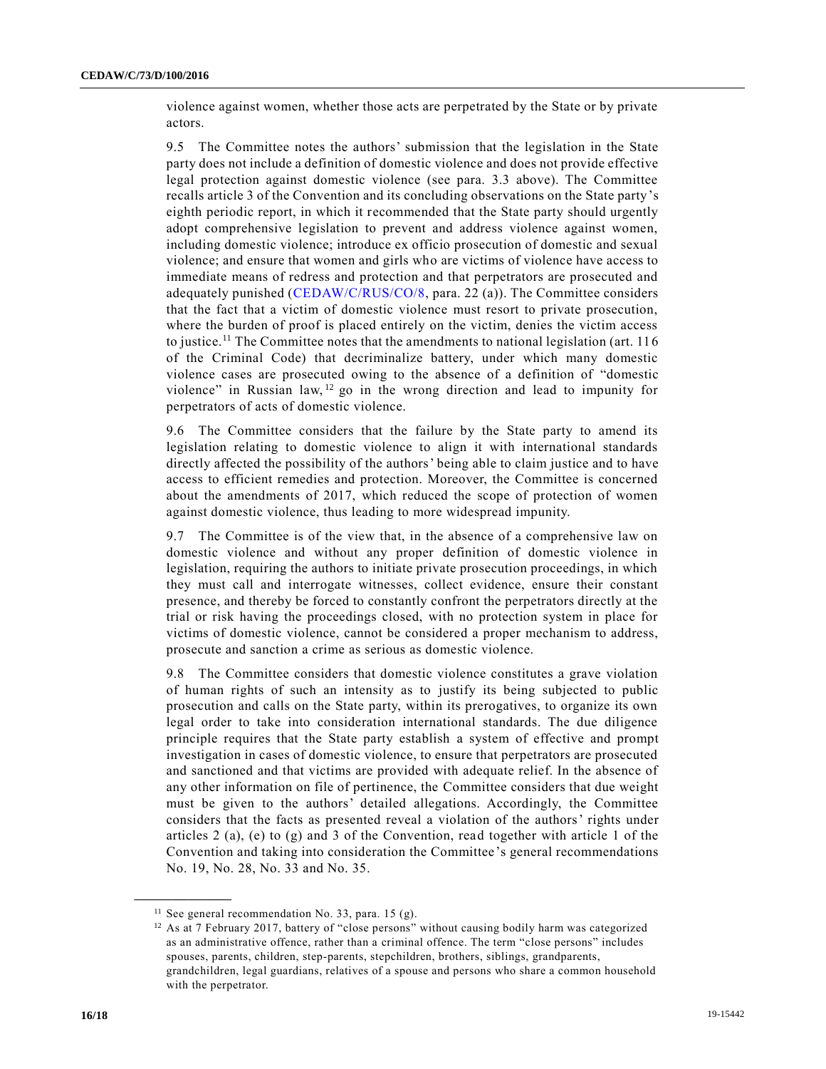violence against women, whether those acts are perpetrated by the State or by private actors.

9.5 The Committee notes the authors' submission that the legislation in the State party does not include a definition of domestic violence and does not provide effective legal protection against domestic violence (see para. 3.3 above). The Committee recalls article 3 of the Convention and its concluding observations on the State party's eighth periodic report, in which it recommended that the State party should urgently adopt comprehensive legislation to prevent and address violence against women, including domestic violence; introduce ex officio prosecution of domestic and sexual violence; and ensure that women and girls who are victims of violence have access to immediate means of redress and protection and that perpetrators are prosecuted and adequately punished (CEDAW/C/RUS/CO/8, para. 22 (a)). The Committee considers that the fact that a victim of domestic violence must resort to private prosecution, where the burden of proof is placed entirely on the victim, denies the victim access to justice.[11] The Committee notes that the amendments to national legislation (art. 116 of the Criminal Code) that decriminalize battery, under which many domestic violence cases are prosecuted owing to the absence of a definition of "domestic violence" in Russian law,[12] go in the wrong direction and lead to impunity for perpetrators of acts of domestic violence.

9.6 The Committee considers that the failure by the State party to amend its legislation relating to domestic violence to align it with international standards directly affected the possibility of the authors' being able to claim justice and to have access to efficient remedies and protection. Moreover, the Committee is concerned about the amendments of 2017, which reduced the scope of protection of women against domestic violence, thus leading to more widespread impunity.

9.7 The Committee is of the view that, in the absence of a comprehensive law on domestic violence and without any proper definition of domestic violence in legislation, requiring the authors to initiate private prosecution proceedings, in which they must call and interrogate witnesses, collect evidence, ensure their constant presence, and thereby be forced to constantly confront the perpetrators directly at the trial or risk having the proceedings closed, with no protection system in place for victims of domestic violence, cannot be considered a proper mechanism to address, prosecute and sanction a crime as serious as domestic violence.

9.8 The Committee considers that domestic violence constitutes a grave violation of human rights of such an intensity as to justify its being subjected to public prosecution and calls on the State party, within its prerogatives, to organize its own legal order to take into consideration international standards. The due diligence principle requires that the State party establish a system of effective and prompt investigation in cases of domestic violence, to ensure that perpetrators are prosecuted and sanctioned and that victims are provided with adequate relief. In the absence of any other information on file of pertinence, the Committee considers that due weight must be given to the authors' detailed allegations. Accordingly, the Committee considers that the facts as presented reveal a violation of the authors' rights under articles 2 (a), (e) to (g) and 3 of the Convention, read together with article 1 of the Convention and taking into consideration the Committee's general recommendations No. 19, No. 28, No. 33 and No. 35.

---

[11] See general recommendation No. 33, para. 15 (g).

[12] As at 7 February 2017, battery of "close persons" without causing bodily harm was categorized as an administrative offence, rather than a criminal offence. The term "close persons" includes spouses, parents, children, step-parents, stepchildren, brothers, siblings, grandparents, grandchildren, legal guardians, relatives of a spouse and persons who share a common household with the perpetrator.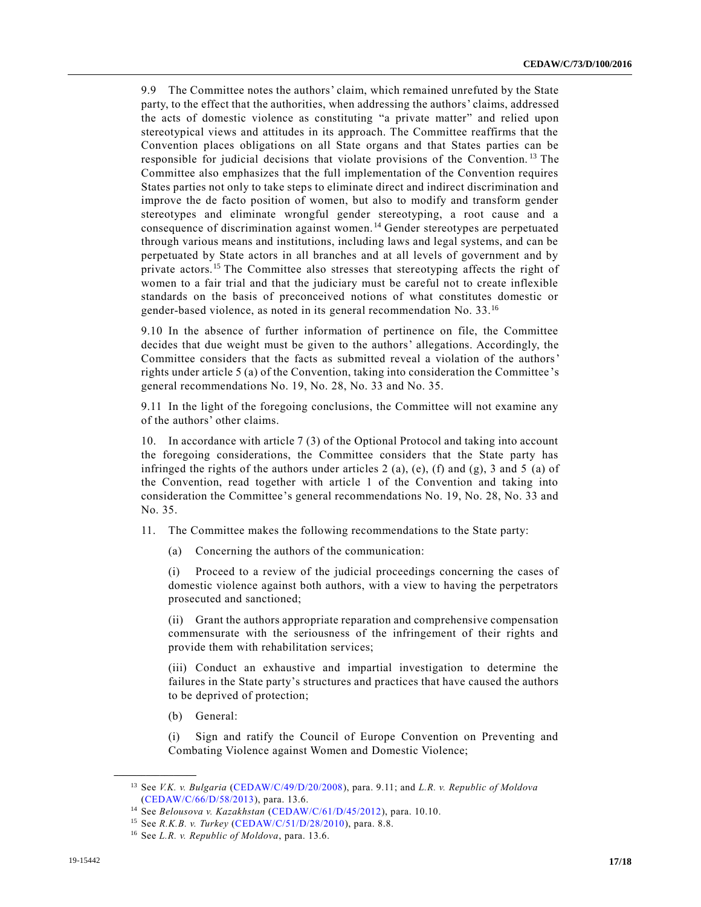9.9 The Committee notes the authors' claim, which remained unrefuted by the State party, to the effect that the authorities, when addressing the authors' claims, addressed the acts of domestic violence as constituting "a private matter" and relied upon stereotypical views and attitudes in its approach. The Committee reaffirms that the Convention places obligations on all State organs and that States parties can be responsible for judicial decisions that violate provisions of the Convention.[13] The Committee also emphasizes that the full implementation of the Convention requires States parties not only to take steps to eliminate direct and indirect discrimination and improve the de facto position of women, but also to modify and transform gender stereotypes and eliminate wrongful gender stereotyping, a root cause and a consequence of discrimination against women.[14] Gender stereotypes are perpetuated through various means and institutions, including laws and legal systems, and can be perpetuated by State actors in all branches and at all levels of government and by private actors.[15] The Committee also stresses that stereotyping affects the right of women to a fair trial and that the judiciary must be careful not to create inflexible standards on the basis of preconceived notions of what constitutes domestic or gender-based violence, as noted in its general recommendation No. 33.[16]

9.10 In the absence of further information of pertinence on file, the Committee decides that due weight must be given to the authors' allegations. Accordingly, the Committee considers that the facts as submitted reveal a violation of the authors' rights under article 5 (a) of the Convention, taking into consideration the Committee's general recommendations No. 19, No. 28, No. 33 and No. 35.

9.11 In the light of the foregoing conclusions, the Committee will not examine any of the authors' other claims.

10. In accordance with article 7 (3) of the Optional Protocol and taking into account the foregoing considerations, the Committee considers that the State party has infringed the rights of the authors under articles 2 (a), (e), (f) and (g), 3 and 5 (a) of the Convention, read together with article 1 of the Convention and taking into consideration the Committee's general recommendations No. 19, No. 28, No. 33 and No. 35.

11. The Committee makes the following recommendations to the State party:

(a) Concerning the authors of the communication:

(i) Proceed to a review of the judicial proceedings concerning the cases of domestic violence against both authors, with a view to having the perpetrators prosecuted and sanctioned;

(ii) Grant the authors appropriate reparation and comprehensive compensation commensurate with the seriousness of the infringement of their rights and provide them with rehabilitation services;

(iii) Conduct an exhaustive and impartial investigation to determine the failures in the State party's structures and practices that have caused the authors to be deprived of protection;

(b) General:

(i) Sign and ratify the Council of Europe Convention on Preventing and Combating Violence against Women and Domestic Violence;

---

[13] See *V.K. v. Bulgaria* (CEDAW/C/49/D/20/2008), para. 9.11; and *L.R. v. Republic of Moldova* (CEDAW/C/66/D/58/2013), para. 13.6.

[14] See *Belousova v. Kazakhstan* (CEDAW/C/61/D/45/2012), para. 10.10.

[15] See *R.K.B. v. Turkey* (CEDAW/C/51/D/28/2010), para. 8.8.

[16] See *L.R. v. Republic of Moldova*, para. 13.6.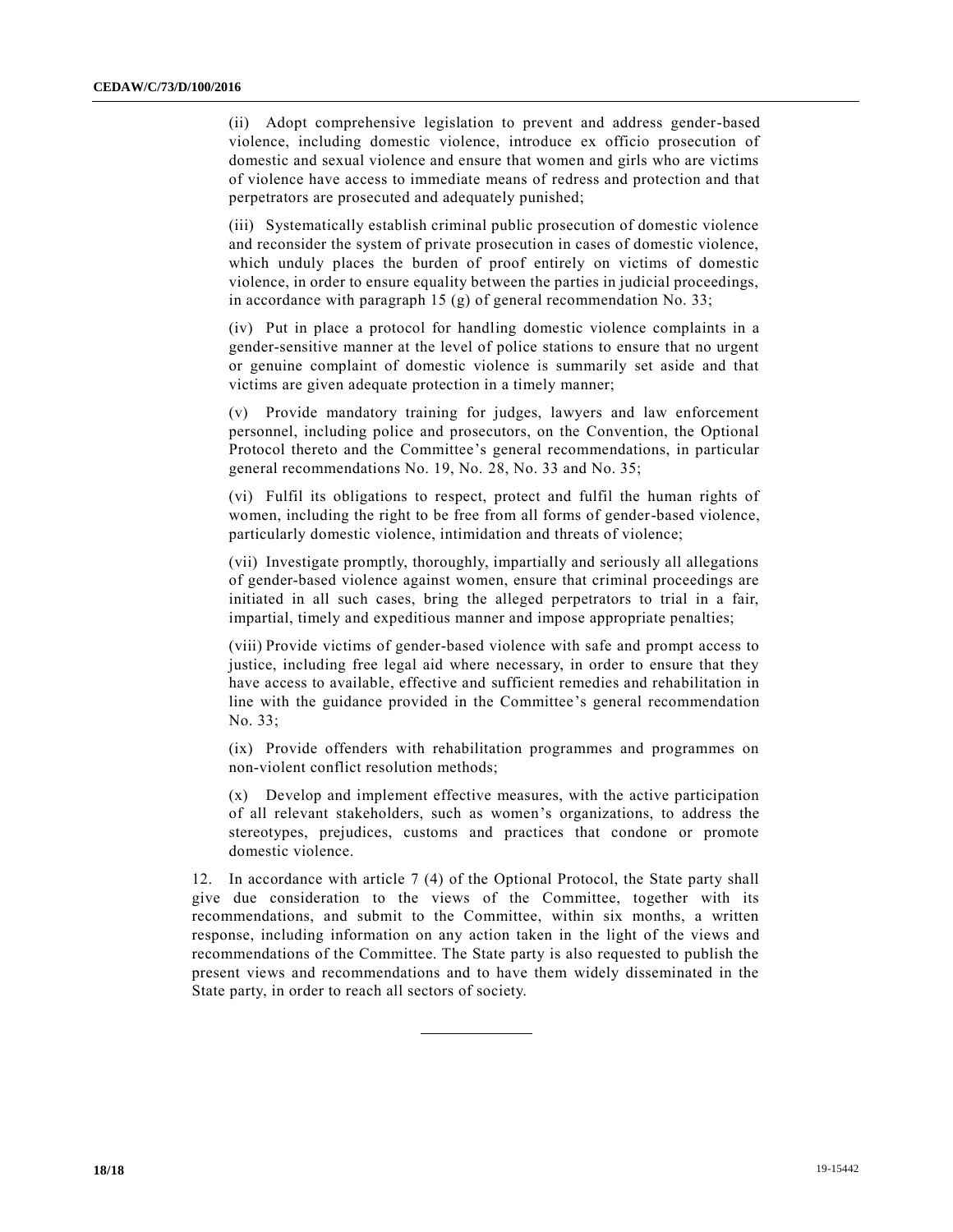(ii) Adopt comprehensive legislation to prevent and address gender-based violence, including domestic violence, introduce ex officio prosecution of domestic and sexual violence and ensure that women and girls who are victims of violence have access to immediate means of redress and protection and that perpetrators are prosecuted and adequately punished;

(iii) Systematically establish criminal public prosecution of domestic violence and reconsider the system of private prosecution in cases of domestic violence, which unduly places the burden of proof entirely on victims of domestic violence, in order to ensure equality between the parties in judicial proceedings, in accordance with paragraph 15 (g) of general recommendation No. 33;

(iv) Put in place a protocol for handling domestic violence complaints in a gender-sensitive manner at the level of police stations to ensure that no urgent or genuine complaint of domestic violence is summarily set aside and that victims are given adequate protection in a timely manner;

(v) Provide mandatory training for judges, lawyers and law enforcement personnel, including police and prosecutors, on the Convention, the Optional Protocol thereto and the Committee's general recommendations, in particular general recommendations No. 19, No. 28, No. 33 and No. 35;

(vi) Fulfil its obligations to respect, protect and fulfil the human rights of women, including the right to be free from all forms of gender-based violence, particularly domestic violence, intimidation and threats of violence;

(vii) Investigate promptly, thoroughly, impartially and seriously all allegations of gender-based violence against women, ensure that criminal proceedings are initiated in all such cases, bring the alleged perpetrators to trial in a fair, impartial, timely and expeditious manner and impose appropriate penalties;

(viii) Provide victims of gender-based violence with safe and prompt access to justice, including free legal aid where necessary, in order to ensure that they have access to available, effective and sufficient remedies and rehabilitation in line with the guidance provided in the Committee's general recommendation No. 33;

(ix) Provide offenders with rehabilitation programmes and programmes on non-violent conflict resolution methods;

(x) Develop and implement effective measures, with the active participation of all relevant stakeholders, such as women's organizations, to address the stereotypes, prejudices, customs and practices that condone or promote domestic violence.

12. In accordance with article 7 (4) of the Optional Protocol, the State party shall give due consideration to the views of the Committee, together with its recommendations, and submit to the Committee, within six months, a written response, including information on any action taken in the light of the views and recommendations of the Committee. The State party is also requested to publish the present views and recommendations and to have them widely disseminated in the State party, in order to reach all sectors of society.